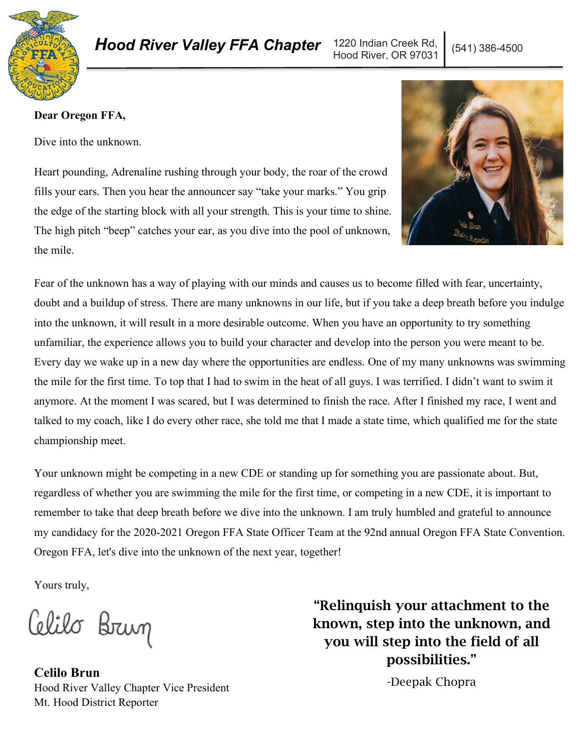**Hood River Valley FFA Chapter** 1220 Indian Creek Rd, Hood River, OR 97031 | (541) 386-4500

**Dear Oregon FFA,**

Dive into the unknown.

Heart pounding, Adrenaline rushing through your body, the roar of the crowd fills your ears. Then you hear the announcer say "take your marks." You grip the edge of the starting block with all your strength. This is your time to shine. The high pitch "beep" catches your ear, as you dive into the pool of unknown, the mile.

Fear of the unknown has a way of playing with our minds and causes us to become filled with fear, uncertainty, doubt and a buildup of stress. There are many unknowns in our life, but if you take a deep breath before you indulge into the unknown, it will result in a more desirable outcome. When you have an opportunity to try something unfamiliar, the experience allows you to build your character and develop into the person you were meant to be. Every day we wake up in a new day where the opportunities are endless. One of my many unknowns was swimming the mile for the first time. To top that I had to swim in the heat of all guys. I was terrified. I didn't want to swim it anymore. At the moment I was scared, but I was determined to finish the race. After I finished my race, I went and talked to my coach, like I do every other race, she told me that I made a state time, which qualified me for the state championship meet.

Your unknown might be competing in a new CDE or standing up for something you are passionate about. But, regardless of whether you are swimming the mile for the first time, or competing in a new CDE, it is important to remember to take that deep breath before we dive into the unknown. I am truly humbled and grateful to announce my candidacy for the 2020-2021 Oregon FFA State Officer Team at the 92nd annual Oregon FFA State Convention. Oregon FFA, let's dive into the unknown of the next year, together!

Yours truly,

Celilo Brun

**Celilo Brun**
Hood River Valley Chapter Vice President
Mt. Hood District Reporter

**"Relinquish your attachment to the known, step into the unknown, and you will step into the field of all possibilities."**

-Deepak Chopra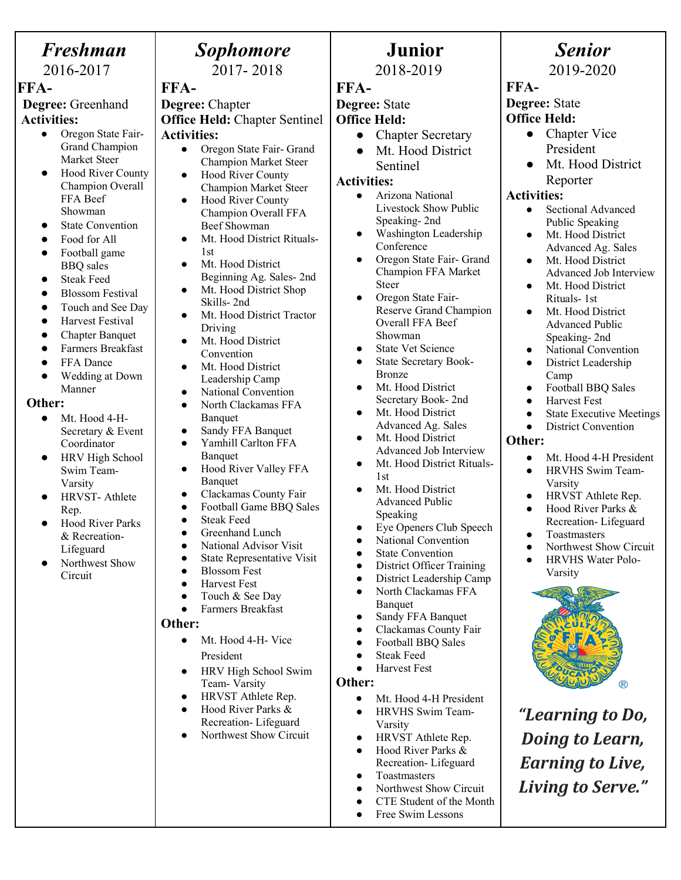## *Freshman*

2016-2017

**FFA-**

**Degree:** Greenhand

**Activities:**

- Oregon State Fair- Grand Champion Market Steer
- Hood River County Champion Overall FFA Beef Showman
- State Convention
- Food for All
- Football game BBQ sales
- Steak Feed
- Blossom Festival
- Touch and See Day
- Harvest Festival
- Chapter Banquet
- Farmers Breakfast
- FFA Dance
- Wedding at Down Manner

**Other:**

- Mt. Hood 4-H- Secretary & Event Coordinator
- HRV High School Swim Team- Varsity
- HRVST- Athlete Rep.
- Hood River Parks & Recreation- Lifeguard
- Northwest Show Circuit

## *Sophomore*

2017- 2018

**FFA-**

**Degree:** Chapter

**Office Held:** Chapter Sentinel

**Activities:**

- Oregon State Fair- Grand Champion Market Steer
- Hood River County Champion Market Steer
- Hood River County Champion Overall FFA Beef Showman
- Mt. Hood District Rituals- 1st
- Mt. Hood District Beginning Ag. Sales- 2nd
- Mt. Hood District Shop Skills- 2nd
- Mt. Hood District Tractor Driving
- Mt. Hood District Convention
- Mt. Hood District Leadership Camp
- National Convention
- North Clackamas FFA Banquet
- Sandy FFA Banquet
- Yamhill Carlton FFA Banquet
- Hood River Valley FFA Banquet
- Clackamas County Fair
- Football Game BBQ Sales
- Steak Feed
- Greenhand Lunch
- National Advisor Visit
- State Representative Visit
- Blossom Fest
- Harvest Fest
- Touch & See Day
- Farmers Breakfast

**Other:**

- Mt. Hood 4-H- Vice President
- HRV High School Swim Team- Varsity
- HRVST Athlete Rep.
- Hood River Parks & Recreation- Lifeguard
- Northwest Show Circuit

## Junior

2018-2019

**FFA-**

**Degree:** State

**Office Held:**

- Chapter Secretary
- Mt. Hood District Sentinel

**Activities:**

- Arizona National Livestock Show Public Speaking- 2nd
- Washington Leadership Conference
- Oregon State Fair- Grand Champion FFA Market Steer
- Oregon State Fair- Reserve Grand Champion Overall FFA Beef Showman
- State Vet Science
- State Secretary Book- Bronze
- Mt. Hood District Secretary Book- 2nd
- Mt. Hood District Advanced Ag. Sales
- Mt. Hood District Advanced Job Interview
- Mt. Hood District Rituals- 1st
- Mt. Hood District Advanced Public Speaking
- Eye Openers Club Speech
- National Convention
- State Convention
- District Officer Training
- District Leadership Camp
- North Clackamas FFA Banquet
- Sandy FFA Banquet
- Clackamas County Fair
- Football BBQ Sales
- Steak Feed
- Harvest Fest

**Other:**

- Mt. Hood 4-H President
- HRVHS Swim Team- Varsity
- HRVST Athlete Rep.
- Hood River Parks & Recreation- Lifeguard
- Toastmasters
- Northwest Show Circuit
- CTE Student of the Month
- Free Swim Lessons

## *Senior*

2019-2020

**FFA-**

**Degree:** State

**Office Held:**

- Chapter Vice President
- Mt. Hood District Reporter

**Activities:**

- Sectional Advanced Public Speaking
- Mt. Hood District Advanced Ag. Sales
- Mt. Hood District Advanced Job Interview
- Mt. Hood District Rituals- 1st
- Mt. Hood District Advanced Public Speaking- 2nd
- National Convention
- District Leadership Camp
- Football BBQ Sales
- Harvest Fest
- State Executive Meetings
- District Convention

**Other:**

- Mt. Hood 4-H President
- HRVHS Swim Team- Varsity
- HRVST Athlete Rep.
- Hood River Parks & Recreation- Lifeguard
- Toastmasters
- Northwest Show Circuit
- HRVHS Water Polo- Varsity

***"Learning to Do, Doing to Learn, Earning to Live, Living to Serve."***